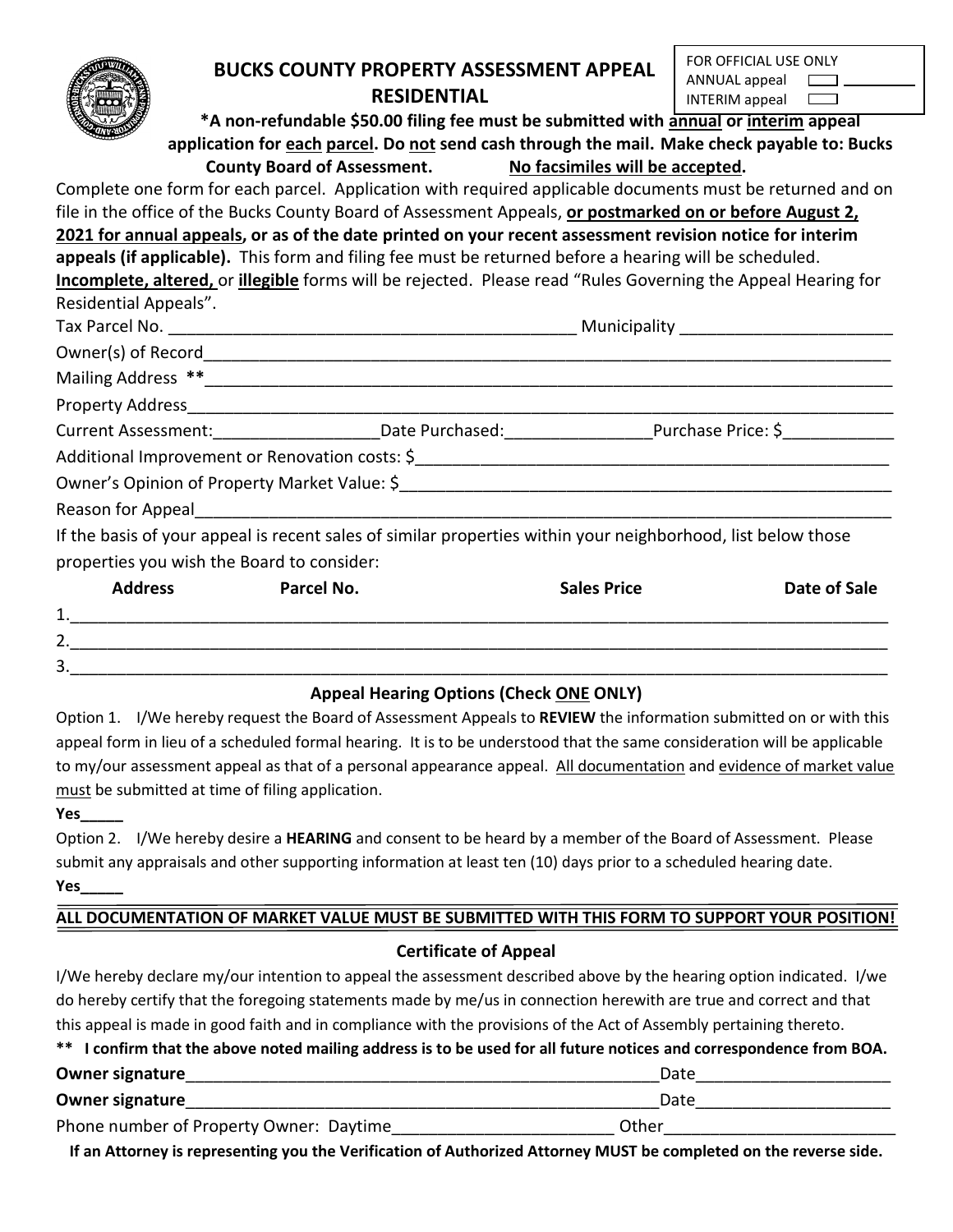FOR OFFICIAL USE ONLY
ANNUAL appeal ☐ ________
INTERIM appeal ☐

# BUCKS COUNTY PROPERTY ASSESSMENT APPEAL RESIDENTIAL

**\*A non-refundable $50.00 filing fee must be submitted with annual or interim appeal application for each parcel. Do not send cash through the mail. Make check payable to: Bucks County Board of Assessment. No facsimiles will be accepted.**

Complete one form for each parcel. Application with required applicable documents must be returned and on file in the office of the Bucks County Board of Assessment Appeals, **or postmarked on or before August 2, 2021 for annual appeals, or as of the date printed on your recent assessment revision notice for interim appeals (if applicable).** This form and filing fee must be returned before a hearing will be scheduled. **Incomplete, altered,** or **illegible** forms will be rejected. Please read "Rules Governing the Appeal Hearing for Residential Appeals".

Tax Parcel No. ____________________________________________ Municipality ______________________

Owner(s) of Record__________________________________________________________________________

Mailing Address **___________________________________________________________________________

Property Address____________________________________________________________________________

Current Assessment:_________________Date Purchased:_______________Purchase Price: $____________

Additional Improvement or Renovation costs: $_________________________________________________

Owner's Opinion of Property Market Value: $____________________________________________________

Reason for Appeal___________________________________________________________________________

If the basis of your appeal is recent sales of similar properties within your neighborhood, list below those properties you wish the Board to consider:

| | Address | Parcel No. | Sales Price | Date of Sale |
|---|---|---|---|---|
| 1. | | | | |
| 2. | | | | |
| 3. | | | | |

## Appeal Hearing Options (Check ONE ONLY)

Option 1. I/We hereby request the Board of Assessment Appeals to **REVIEW** the information submitted on or with this appeal form in lieu of a scheduled formal hearing. It is to be understood that the same consideration will be applicable to my/our assessment appeal as that of a personal appearance appeal. All documentation and evidence of market value must be submitted at time of filing application.

**Yes_____**

Option 2. I/We hereby desire a **HEARING** and consent to be heard by a member of the Board of Assessment. Please submit any appraisals and other supporting information at least ten (10) days prior to a scheduled hearing date.

**Yes_____**

**ALL DOCUMENTATION OF MARKET VALUE MUST BE SUBMITTED WITH THIS FORM TO SUPPORT YOUR POSITION!**

## Certificate of Appeal

I/We hereby declare my/our intention to appeal the assessment described above by the hearing option indicated. I/we do hereby certify that the foregoing statements made by me/us in connection herewith are true and correct and that this appeal is made in good faith and in compliance with the provisions of the Act of Assembly pertaining thereto.

**\*\* I confirm that the above noted mailing address is to be used for all future notices and correspondence from BOA.**

**Owner signature**_____________________________________________________Date_____________________

**Owner signature**_____________________________________________________Date_____________________

Phone number of Property Owner: Daytime________________________ Other_________________________

**If an Attorney is representing you the Verification of Authorized Attorney MUST be completed on the reverse side.**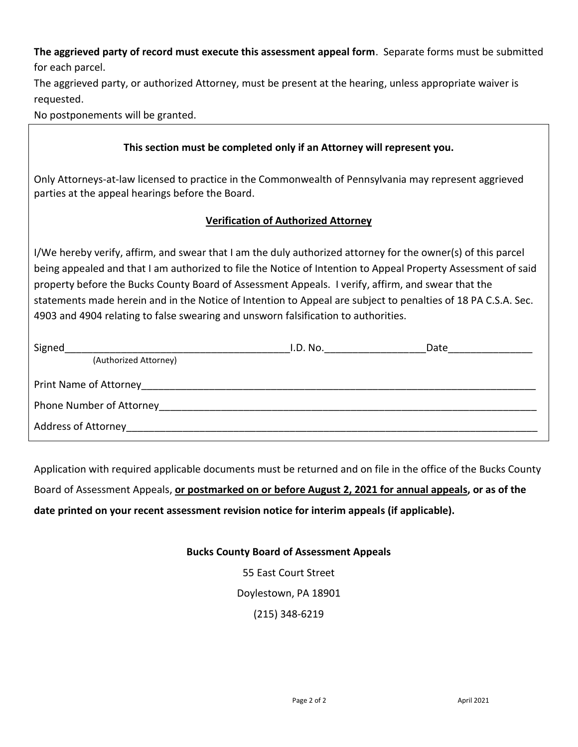**The aggrieved party of record must execute this assessment appeal form**. Separate forms must be submitted for each parcel.

The aggrieved party, or authorized Attorney, must be present at the hearing, unless appropriate waiver is requested.

No postponements will be granted.

**This section must be completed only if an Attorney will represent you.**

Only Attorneys-at-law licensed to practice in the Commonwealth of Pennsylvania may represent aggrieved parties at the appeal hearings before the Board.

**Verification of Authorized Attorney**

I/We hereby verify, affirm, and swear that I am the duly authorized attorney for the owner(s) of this parcel being appealed and that I am authorized to file the Notice of Intention to Appeal Property Assessment of said property before the Bucks County Board of Assessment Appeals. I verify, affirm, and swear that the statements made herein and in the Notice of Intention to Appeal are subject to penalties of 18 PA C.S.A. Sec. 4903 and 4904 relating to false swearing and unsworn falsification to authorities.

Signed________________________________________I.D. No.__________________Date_______________
(Authorized Attorney)

Print Name of Attorney___________________________________________________________________________

Phone Number of Attorney_________________________________________________________________________

Address of Attorney______________________________________________________________________________

Application with required applicable documents must be returned and on file in the office of the Bucks County Board of Assessment Appeals, **or postmarked on or before August 2, 2021 for annual appeals, or as of the date printed on your recent assessment revision notice for interim appeals (if applicable).**

**Bucks County Board of Assessment Appeals**

55 East Court Street

Doylestown, PA 18901

(215) 348-6219

April 2021